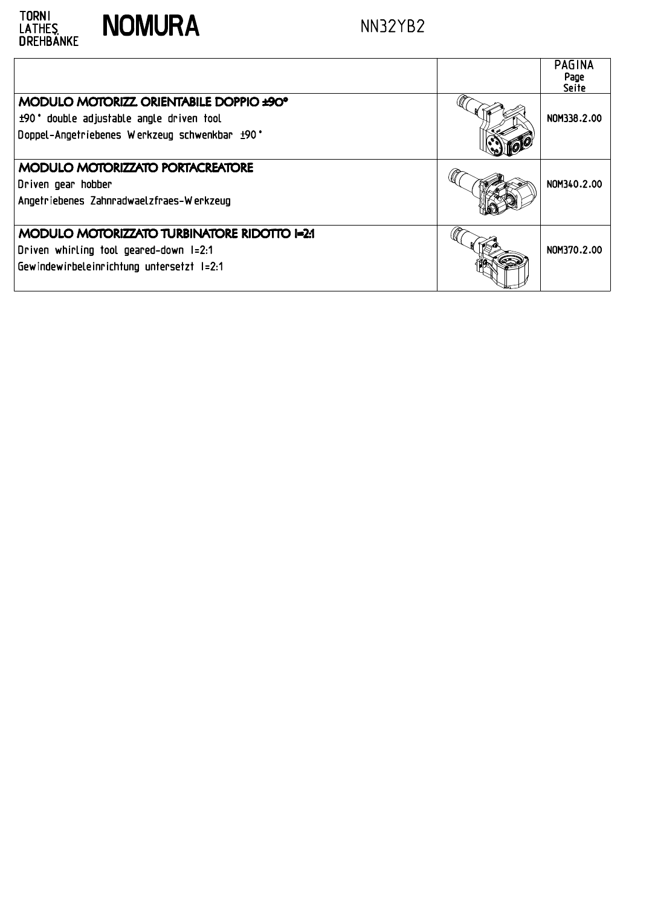TORNI
LATHES
DREHBÄNKE

# NOMURA

NN32YB2

| | | PAGINA Page Seite |
|---|---|---|
| **MODULO MOTORIZZ. ORIENTABILE DOPPIO ±90°**<br>±90° double adjustable angle driven tool<br>Doppel-Angetriebenes Werkzeug schwenkbar ±90° | | NOM338.2.00 |
| **MODULO MOTORIZZATO PORTACREATORE**<br>Driven gear hobber<br>Angetriebenes Zahnradwaelzfraes-Werkzeug | | NOM340.2.00 |
| **MODULO MOTORIZZATO TURBINATORE RIDOTTO I=2:1**<br>Driven whirling tool geared-down I=2:1<br>Gewindewirbeleinrichtung untersetzt I=2:1 | | NOM370.2.00 |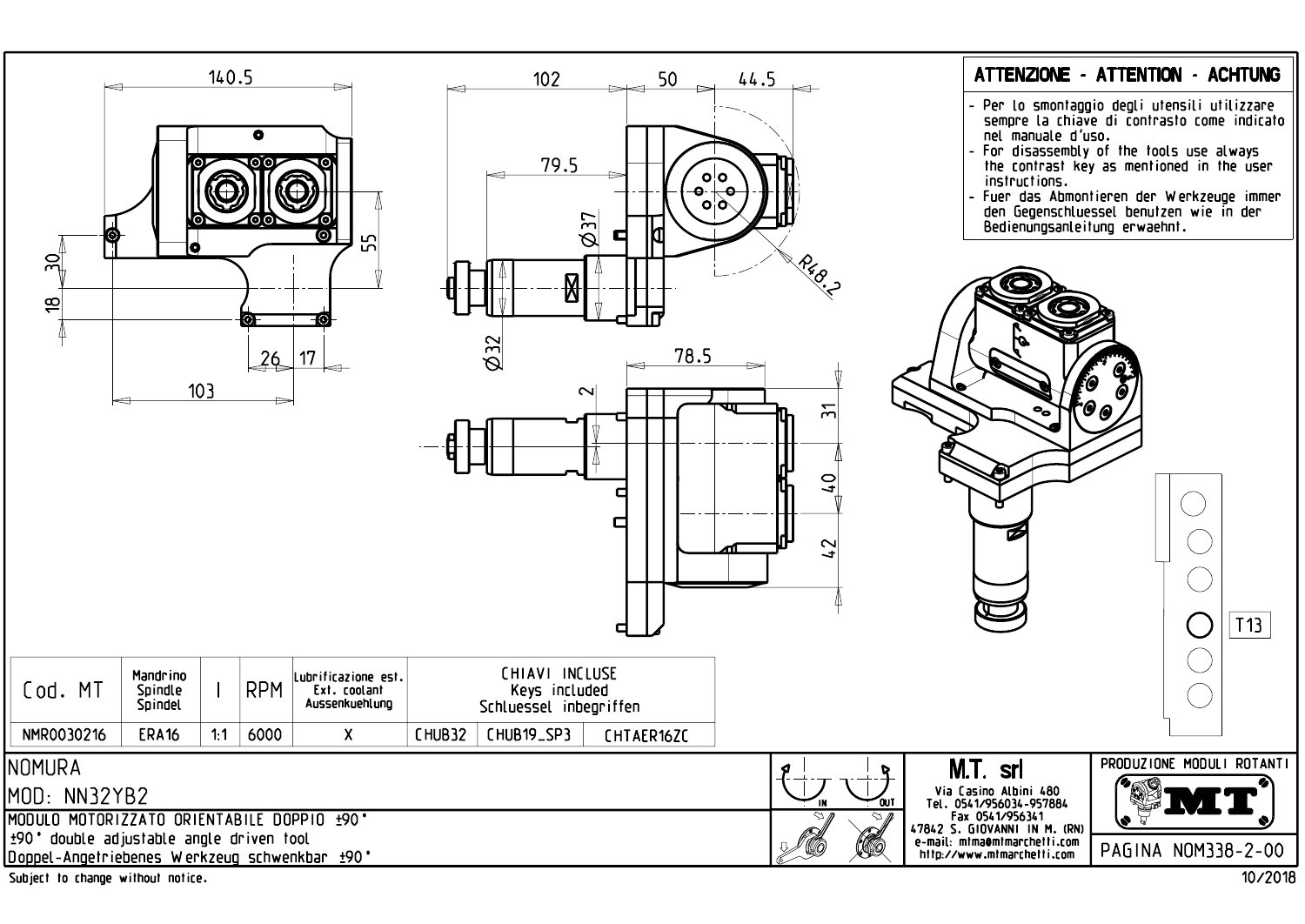## ATTENZIONE - ATTENTION - ACHTUNG

- Per lo smontaggio degli utensili utilizzare sempre la chiave di contrasto come indicato nel manuale d'uso.
- For disassembly of the tools use always the contrast key as mentioned in the user instructions.
- Fuer das Abmontieren der Werkzeuge immer den Gegenschluessel benutzen wie in der Bedienungsanleitung erwaehnt.

140.5 | 102 | 50 | 44.5 | 79.5 | Ø37 | R48.2 | 55 | 30 | 18 | 26 | 17 | 103 | Ø32 | 78.5 | 2 | 31 | 40 | 42

T13

| Cod. MT | Mandrino Spindle Spindel | I | RPM | Lubrificazione est. Ext. coolant Aussenkuehlung | CHIAVI INCLUSE Keys included Schluessel inbegriffen | | |
|---|---|---|---|---|---|---|---|
| NMR0030216 | ERA16 | 1:1 | 6000 | X | CHUB32 | CHUB19_SP3 | CHTAER16ZC |

NOMURA

MOD: NN32YB2

MODULO MOTORIZZATO ORIENTABILE DOPPIO ±90°

±90° double adjustable angle driven tool

Doppel-Angetriebenes Werkzeug schwenkbar ±90°

IN | OUT

**M.T. srl**
Via Casino Albini 480
Tel. 0541/956034-957884
Fax 0541/956341
47842 S. GIOVANNI IN M. (RN)
e-mail: mtma@mtmarchetti.com
http://www.mtmarchetti.com

PRODUZIONE MODULI ROTANTI

MT

PAGINA NOM338-2-00

Subject to change without notice.

10/2018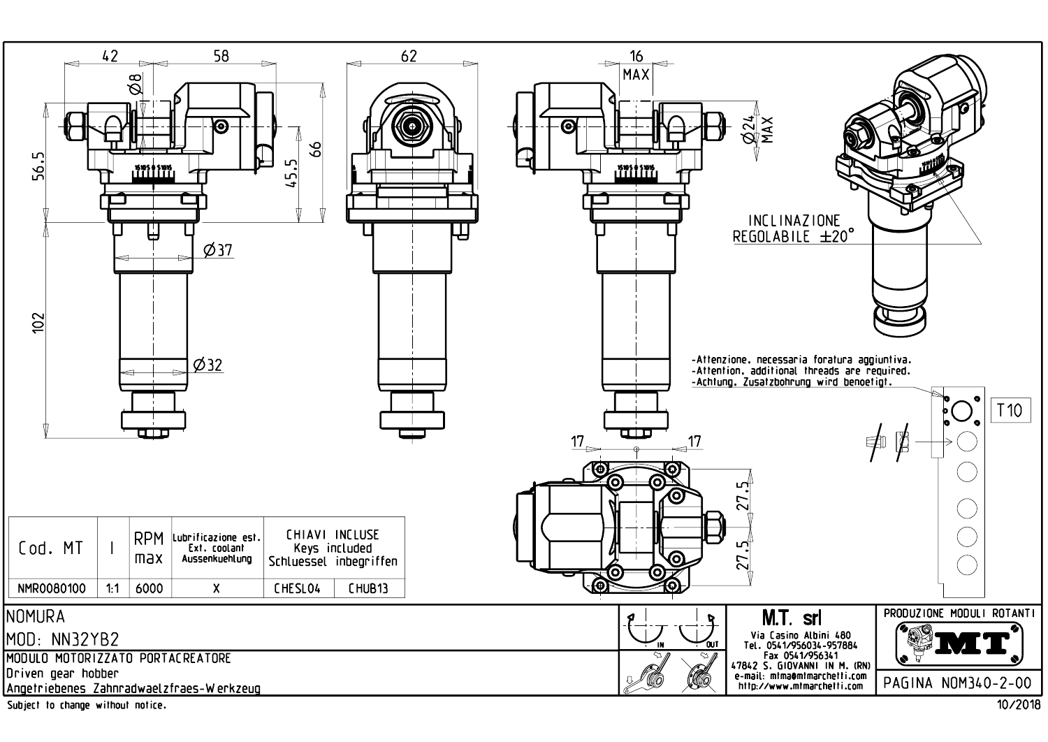42 58 62 16 MAX

Ø8

56,5 66 45,5

Ø24 MAX

Ø37

102

Ø32

INCLINAZIONE REGOLABILE ±20°

-Attenzione, necessaria foratura aggiuntiva.
-Attention, additional threads are required.
-Achtung, Zusatzbohrung wird benoetigt.

T10

17 17

27,5 27,5

| Cod. MT | I | RPM max | Lubrificazione est. Ext. coolant Aussenkuehlung | CHIAVI INCLUSE Keys included Schluessel inbegriffen | |
|---|---|---|---|---|---|
| NMR0080100 | 1:1 | 6000 | X | CHESL04 | CHUB13 |

NOMURA

MOD: NN32YB2

MODULO MOTORIZZATO PORTACREATORE
Driven gear hobber
Angetriebenes Zahnradwaelzfraes-Werkzeug

IN OUT

**M.T. srl**
Via Casino Albini 480
Tel. 0541/956034-957884
Fax 0541/956341
47842 S. GIOVANNI IN M. (RN)
e-mail: mtma@mtmarchetti.com
http://www.mtmarchetti.com

PRODUZIONE MODULI ROTANTI

MT

PAGINA NOM340-2-00

Subject to change without notice.

10/2018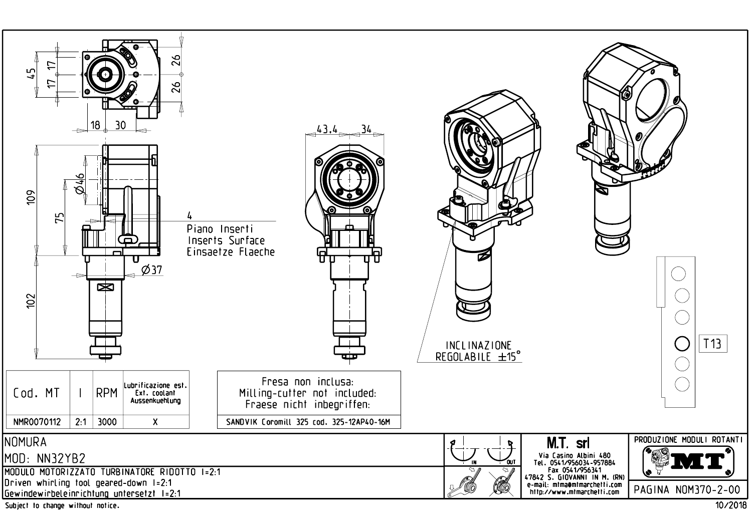Piano Inserti
Inserts Surface
Einsaetze Flaeche

INCLINAZIONE
REGOLABILE ±15°

T13

| Cod. MT | I | RPM | Lubrificazione est. Ext. coolant Aussenkuehlung |
|---|---|---|---|
| NMR0070112 | 2:1 | 3000 | X |

Fresa non inclusa:
Milling-cutter not included:
Fraese nicht inbegriffen:

SANDVIK Coromill 325 cod. 325-12AP40-16M

NOMURA

MOD: NN32YB2

MODULO MOTORIZZATO TURBINATORE RIDOTTO I=2:1
Driven whirling tool geared-down I=2:1
Gewindewirbeleinrichtung untersetzt I=2:1

M.T. srl
Via Casino Albini 480
Tel. 0541/956034-957884
Fax 0541/956341
47842 S. GIOVANNI IN M. (RN)
e-mail: mtma@mtmarchetti.com
http://www.mtmarchetti.com

PRODUZIONE MODULI ROTANTI

PAGINA NOM370-2-00

Subject to change without notice.

10/2018